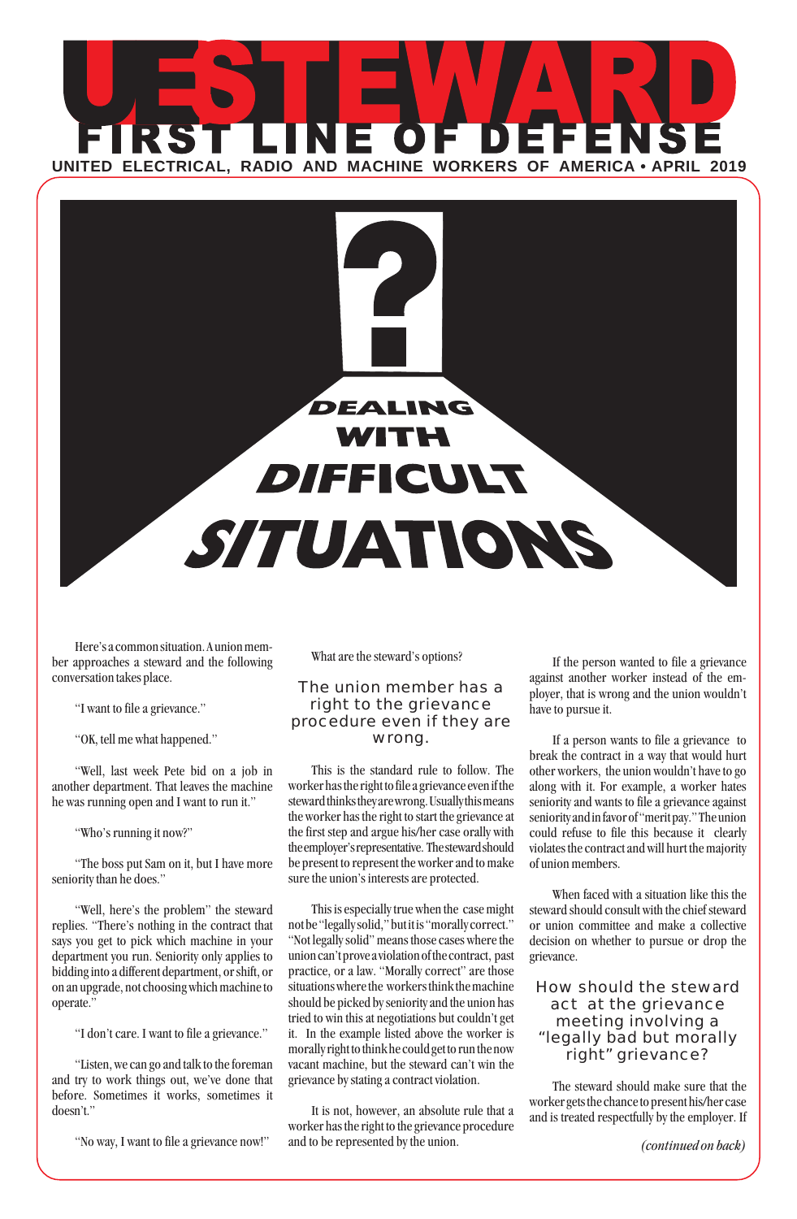# UE STEWARD

## FIRST LINE OF DEFENSE

**UNITED ELECTRICAL, RADIO AND MACHINE WORKERS OF AMERICA • APRIL 2019**

# DEALING WITH DIFFICULT SITUATIONS

Here's a common situation. A union member approaches a steward and the following conversation takes place.

"I want to file a grievance."

"OK, tell me what happened."

"Well, last week Pete bid on a job in another department. That leaves the machine he was running open and I want to run it."

"Who's running it now?"

"The boss put Sam on it, but I have more seniority than he does."

"Well, here's the problem" the steward replies. "There's nothing in the contract that says you get to pick which machine in your department you run. Seniority only applies to bidding into a different department, or shift, or on an upgrade, not choosing which machine to operate."

"I don't care. I want to file a grievance."

"Listen, we can go and talk to the foreman and try to work things out, we've done that before. Sometimes it works, sometimes it doesn't."

"No way, I want to file a grievance now!"

What are the steward's options?

### The union member has a right to the grievance procedure even if they are wrong.

This is the standard rule to follow. The worker has the right to file a grievance even if the steward thinks they are wrong. Usually this means the worker has the right to start the grievance at the first step and argue his/her case orally with the employer's representative. The steward should be present to represent the worker and to make sure the union's interests are protected.

This is especially true when the case might not be "legally solid," but it is "morally correct." "Not legally solid" means those cases where the union can't prove a violation of the contract, past practice, or a law. "Morally correct" are those situations where the workers think the machine should be picked by seniority and the union has tried to win this at negotiations but couldn't get it. In the example listed above the worker is morally right to think he could get to run the now vacant machine, but the steward can't win the grievance by stating a contract violation.

It is not, however, an absolute rule that a worker has the right to the grievance procedure and to be represented by the union.

If the person wanted to file a grievance against another worker instead of the employer, that is wrong and the union wouldn't have to pursue it.

If a person wants to file a grievance to break the contract in a way that would hurt other workers, the union wouldn't have to go along with it. For example, a worker hates seniority and wants to file a grievance against seniority and in favor of "merit pay." The union could refuse to file this because it clearly violates the contract and will hurt the majority of union members.

When faced with a situation like this the steward should consult with the chief steward or union committee and make a collective decision on whether to pursue or drop the grievance.

### How should the steward act at the grievance meeting involving a "legally bad but morally right" grievance?

The steward should make sure that the worker gets the chance to present his/her case and is treated respectfully by the employer. If

*(continued on back)*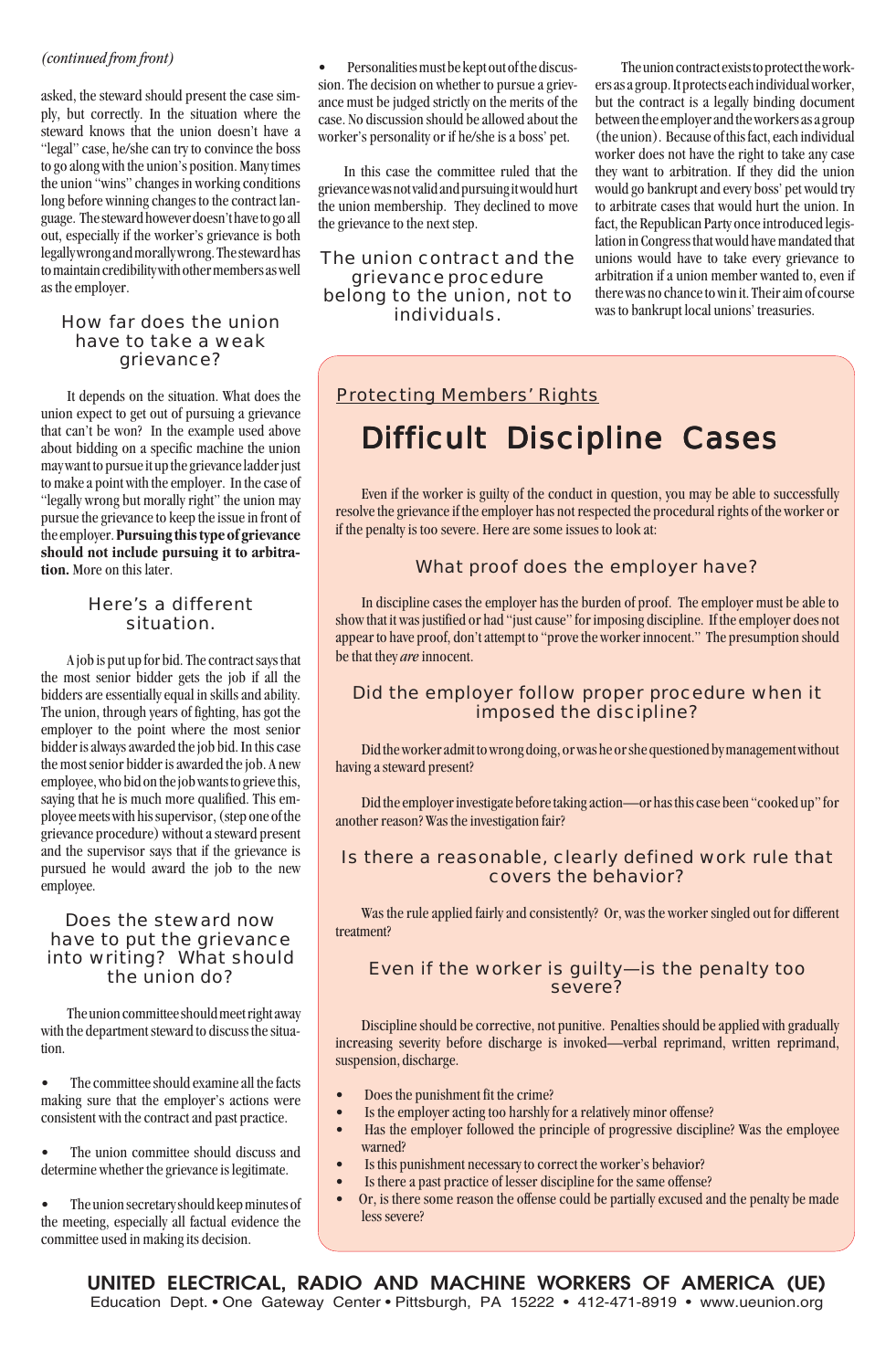*(continued from front)*

asked, the steward should present the case simply, but correctly. In the situation where the steward knows that the union doesn't have a "legal" case, he/she can try to convince the boss to go along with the union's position. Many times the union "wins" changes in working conditions long before winning changes to the contract language. The steward however doesn't have to go all out, especially if the worker's grievance is both legally wrong and morally wrong. The steward has to maintain credibility with other members as well as the employer.

### How far does the union have to take a weak grievance?

It depends on the situation. What does the union expect to get out of pursuing a grievance that can't be won? In the example used above about bidding on a specific machine the union may want to pursue it up the grievance ladder just to make a point with the employer. In the case of "legally wrong but morally right" the union may pursue the grievance to keep the issue in front of the employer. **Pursuing this type of grievance should not include pursuing it to arbitration.** More on this later.

### Here's a different situation.

A job is put up for bid. The contract says that the most senior bidder gets the job if all the bidders are essentially equal in skills and ability. The union, through years of fighting, has got the employer to the point where the most senior bidder is always awarded the job bid. In this case the most senior bidder is awarded the job. A new employee, who bid on the job wants to grieve this, saying that he is much more qualified. This employee meets with his supervisor, (step one of the grievance procedure) without a steward present and the supervisor says that if the grievance is pursued he would award the job to the new employee.

### Does the steward now have to put the grievance into writing? What should the union do?

The union committee should meet right away with the department steward to discuss the situation.

- The committee should examine all the facts making sure that the employer's actions were consistent with the contract and past practice.
- The union committee should discuss and determine whether the grievance is legitimate.
- The union secretary should keep minutes of the meeting, especially all factual evidence the committee used in making its decision.
- Personalities must be kept out of the discussion. The decision on whether to pursue a grievance must be judged strictly on the merits of the case. No discussion should be allowed about the worker's personality or if he/she is a boss' pet.

In this case the committee ruled that the grievance was not valid and pursuing it would hurt the union membership. They declined to move the grievance to the next step.

### The union contract and the grievance procedure belong to the union, not to individuals.

The union contract exists to protect the workers as a group. It protects each individual worker, but the contract is a legally binding document between the employer and the workers as a group (the union). Because of this fact, each individual worker does not have the right to take any case they want to arbitration. If they did the union would go bankrupt and every boss' pet would try to arbitrate cases that would hurt the union. In fact, the Republican Party once introduced legislation in Congress that would have mandated that unions would have to take every grievance to arbitration if a union member wanted to, even if there was no chance to win it. Their aim of course was to bankrupt local unions' treasuries.

Protecting Members' Rights

# Difficult Discipline Cases

Even if the worker is guilty of the conduct in question, you may be able to successfully resolve the grievance if the employer has not respected the procedural rights of the worker or if the penalty is too severe. Here are some issues to look at:

### What proof does the employer have?

In discipline cases the employer has the burden of proof. The employer must be able to show that it was justified or had "just cause" for imposing discipline. If the employer does not appear to have proof, don't attempt to "prove the worker innocent." The presumption should be that they ***are*** innocent.

### Did the employer follow proper procedure when it imposed the discipline?

Did the worker admit to wrong doing, or was he or she questioned by management without having a steward present?

Did the employer investigate before taking action—or has this case been "cooked up" for another reason? Was the investigation fair?

### Is there a reasonable, clearly defined work rule that covers the behavior?

Was the rule applied fairly and consistently? Or, was the worker singled out for different treatment?

### Even if the worker is guilty—is the penalty too severe?

Discipline should be corrective, not punitive. Penalties should be applied with gradually increasing severity before discharge is invoked—verbal reprimand, written reprimand, suspension, discharge.

- Does the punishment fit the crime?
- Is the employer acting too harshly for a relatively minor offense?
- Has the employer followed the principle of progressive discipline? Was the employee warned?
- Is this punishment necessary to correct the worker's behavior?
- Is there a past practice of lesser discipline for the same offense?
- Or, is there some reason the offense could be partially excused and the penalty be made less severe?

**UNITED ELECTRICAL, RADIO AND MACHINE WORKERS OF AMERICA (UE)**
Education Dept. • One Gateway Center • Pittsburgh, PA 15222 • 412-471-8919 • www.ueunion.org